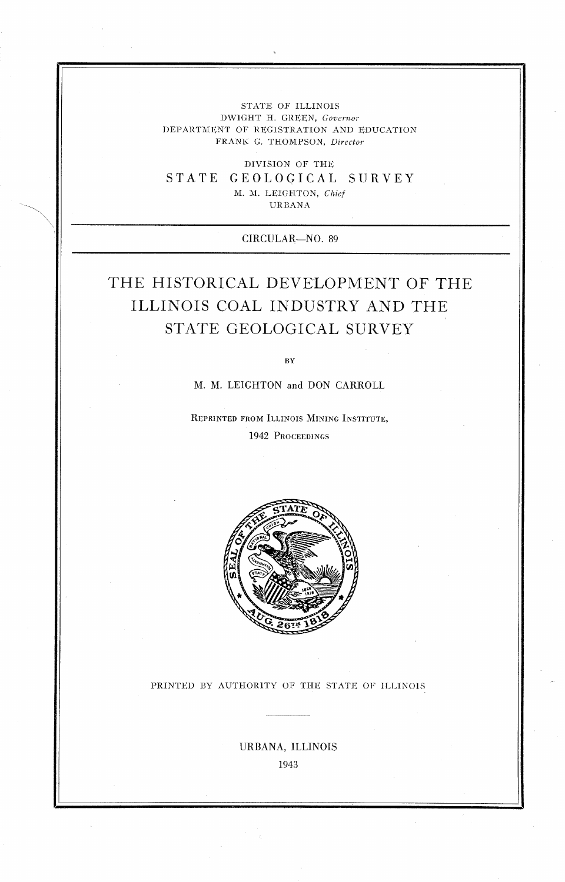STATE OF ILLINOIS
DWIGHT H. GREEN, *Governor*
DEPARTMENT OF REGISTRATION AND EDUCATION
FRANK G. THOMPSON, *Director*

DIVISION OF THE
STATE GEOLOGICAL SURVEY
M. M. LEIGHTON, *Chief*
URBANA

CIRCULAR—NO. 89

# THE HISTORICAL DEVELOPMENT OF THE ILLINOIS COAL INDUSTRY AND THE STATE GEOLOGICAL SURVEY

BY

M. M. LEIGHTON and DON CARROLL

REPRINTED FROM ILLINOIS MINING INSTITUTE,
1942 PROCEEDINGS

PRINTED BY AUTHORITY OF THE STATE OF ILLINOIS

URBANA, ILLINOIS
1943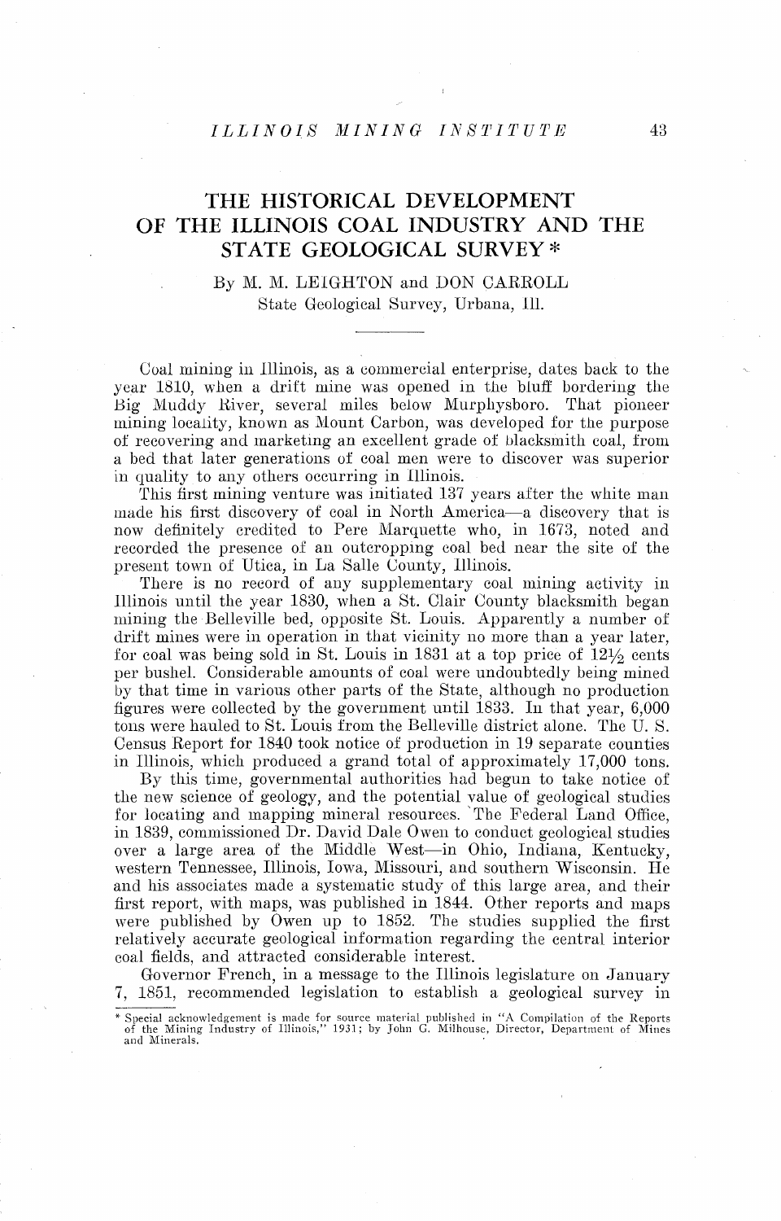# THE HISTORICAL DEVELOPMENT OF THE ILLINOIS COAL INDUSTRY AND THE STATE GEOLOGICAL SURVEY *

By M. M. LEIGHTON and DON CARROLL
State Geological Survey, Urbana, Ill.

---

Coal mining in Illinois, as a commercial enterprise, dates back to the year 1810, when a drift mine was opened in the bluff bordering the Big Muddy River, several miles below Murphysboro. That pioneer mining locality, known as Mount Carbon, was developed for the purpose of recovering and marketing an excellent grade of blacksmith coal, from a bed that later generations of coal men were to discover was superior in quality to any others occurring in Illinois.

This first mining venture was initiated 137 years after the white man made his first discovery of coal in North America—a discovery that is now definitely credited to Pere Marquette who, in 1673, noted and recorded the presence of an outcropping coal bed near the site of the present town of Utica, in La Salle County, Illinois.

There is no record of any supplementary coal mining activity in Illinois until the year 1830, when a St. Clair County blacksmith began mining the Belleville bed, opposite St. Louis. Apparently a number of drift mines were in operation in that vicinity no more than a year later, for coal was being sold in St. Louis in 1831 at a top price of 12½ cents per bushel. Considerable amounts of coal were undoubtedly being mined by that time in various other parts of the State, although no production figures were collected by the government until 1833. In that year, 6,000 tons were hauled to St. Louis from the Belleville district alone. The U. S. Census Report for 1840 took notice of production in 19 separate counties in Illinois, which produced a grand total of approximately 17,000 tons.

By this time, governmental authorities had begun to take notice of the new science of geology, and the potential value of geological studies for locating and mapping mineral resources. The Federal Land Office, in 1839, commissioned Dr. David Dale Owen to conduct geological studies over a large area of the Middle West—in Ohio, Indiana, Kentucky, western Tennessee, Illinois, Iowa, Missouri, and southern Wisconsin. He and his associates made a systematic study of this large area, and their first report, with maps, was published in 1844. Other reports and maps were published by Owen up to 1852. The studies supplied the first relatively accurate geological information regarding the central interior coal fields, and attracted considerable interest.

Governor French, in a message to the Illinois legislature on January 7, 1851, recommended legislation to establish a geological survey in

---

* Special acknowledgement is made for source material published in "A Compilation of the Reports of the Mining Industry of Illinois," 1931; by John G. Milhouse, Director, Department of Mines and Minerals.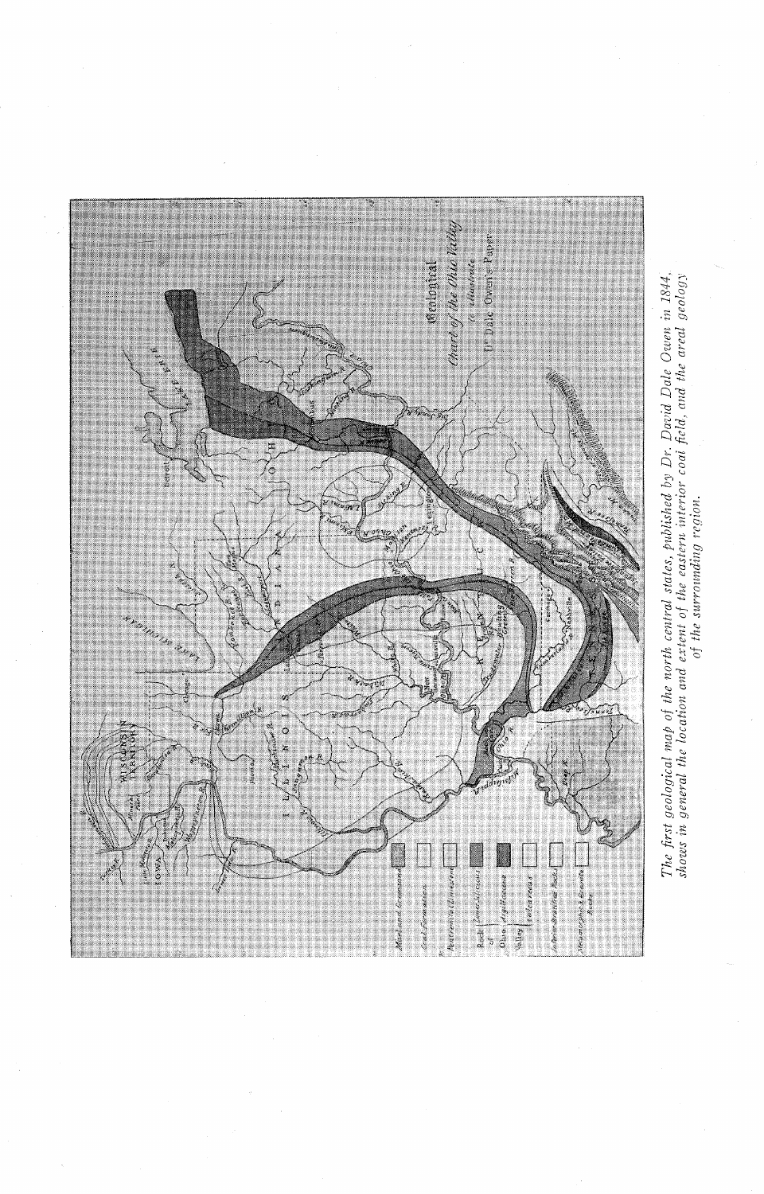*The first geological map of the north central states, published by Dr. David Dale Owen in 1844, shows in general the location and extent of the eastern interior coal field, and the areal geology of the surrounding region.*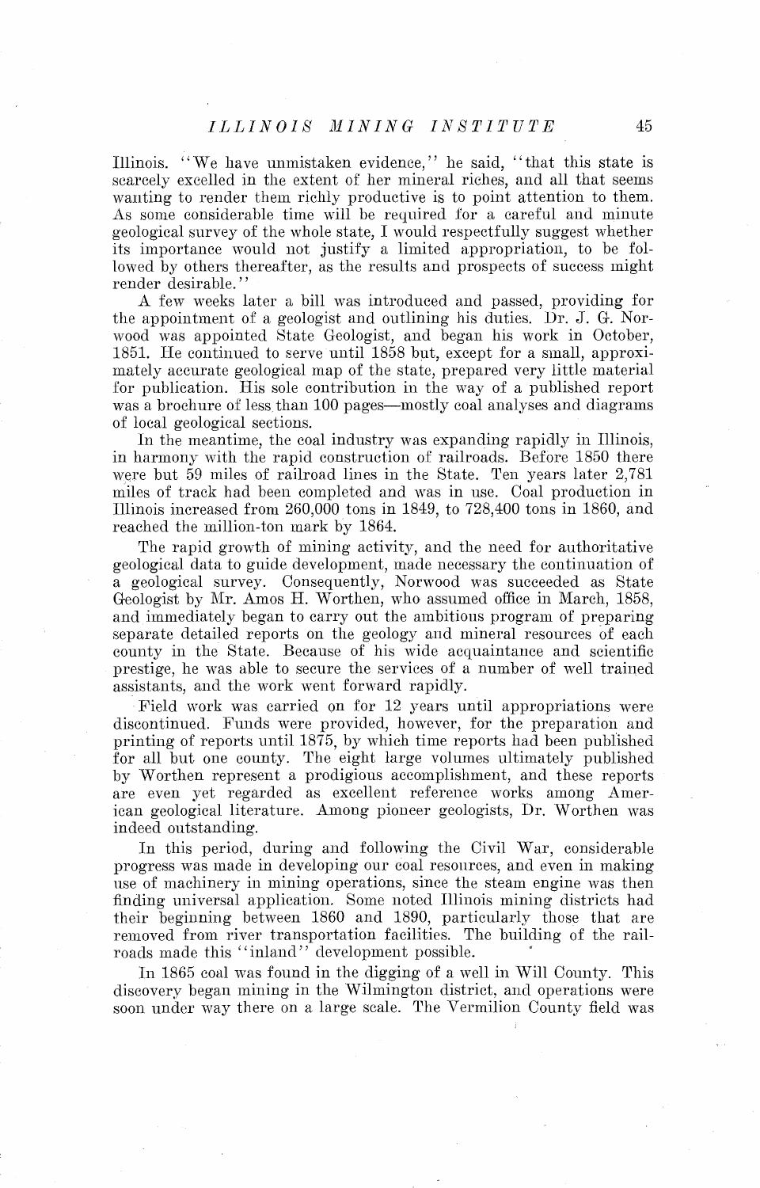Illinois. "We have unmistaken evidence," he said, "that this state is scarcely excelled in the extent of her mineral riches, and all that seems wanting to render them richly productive is to point attention to them. As some considerable time will be required for a careful and minute geological survey of the whole state, I would respectfully suggest whether its importance would not justify a limited appropriation, to be followed by others thereafter, as the results and prospects of success might render desirable."

A few weeks later a bill was introduced and passed, providing for the appointment of a geologist and outlining his duties. Dr. J. G. Norwood was appointed State Geologist, and began his work in October, 1851. He continued to serve until 1858 but, except for a small, approximately accurate geological map of the state, prepared very little material for publication. His sole contribution in the way of a published report was a brochure of less than 100 pages—mostly coal analyses and diagrams of local geological sections.

In the meantime, the coal industry was expanding rapidly in Illinois, in harmony with the rapid construction of railroads. Before 1850 there were but 59 miles of railroad lines in the State. Ten years later 2,781 miles of track had been completed and was in use. Coal production in Illinois increased from 260,000 tons in 1849, to 728,400 tons in 1860, and reached the million-ton mark by 1864.

The rapid growth of mining activity, and the need for authoritative geological data to guide development, made necessary the continuation of a geological survey. Consequently, Norwood was succeeded as State Geologist by Mr. Amos H. Worthen, who assumed office in March, 1858, and immediately began to carry out the ambitious program of preparing separate detailed reports on the geology and mineral resources of each county in the State. Because of his wide acquaintance and scientific prestige, he was able to secure the services of a number of well trained assistants, and the work went forward rapidly.

Field work was carried on for 12 years until appropriations were discontinued. Funds were provided, however, for the preparation and printing of reports until 1875, by which time reports had been published for all but one county. The eight large volumes ultimately published by Worthen represent a prodigious accomplishment, and these reports are even yet regarded as excellent reference works among American geological literature. Among pioneer geologists, Dr. Worthen was indeed outstanding.

In this period, during and following the Civil War, considerable progress was made in developing our coal resources, and even in making use of machinery in mining operations, since the steam engine was then finding universal application. Some noted Illinois mining districts had their beginning between 1860 and 1890, particularly those that are removed from river transportation facilities. The building of the railroads made this "inland" development possible.

In 1865 coal was found in the digging of a well in Will County. This discovery began mining in the Wilmington district, and operations were soon under way there on a large scale. The Vermilion County field was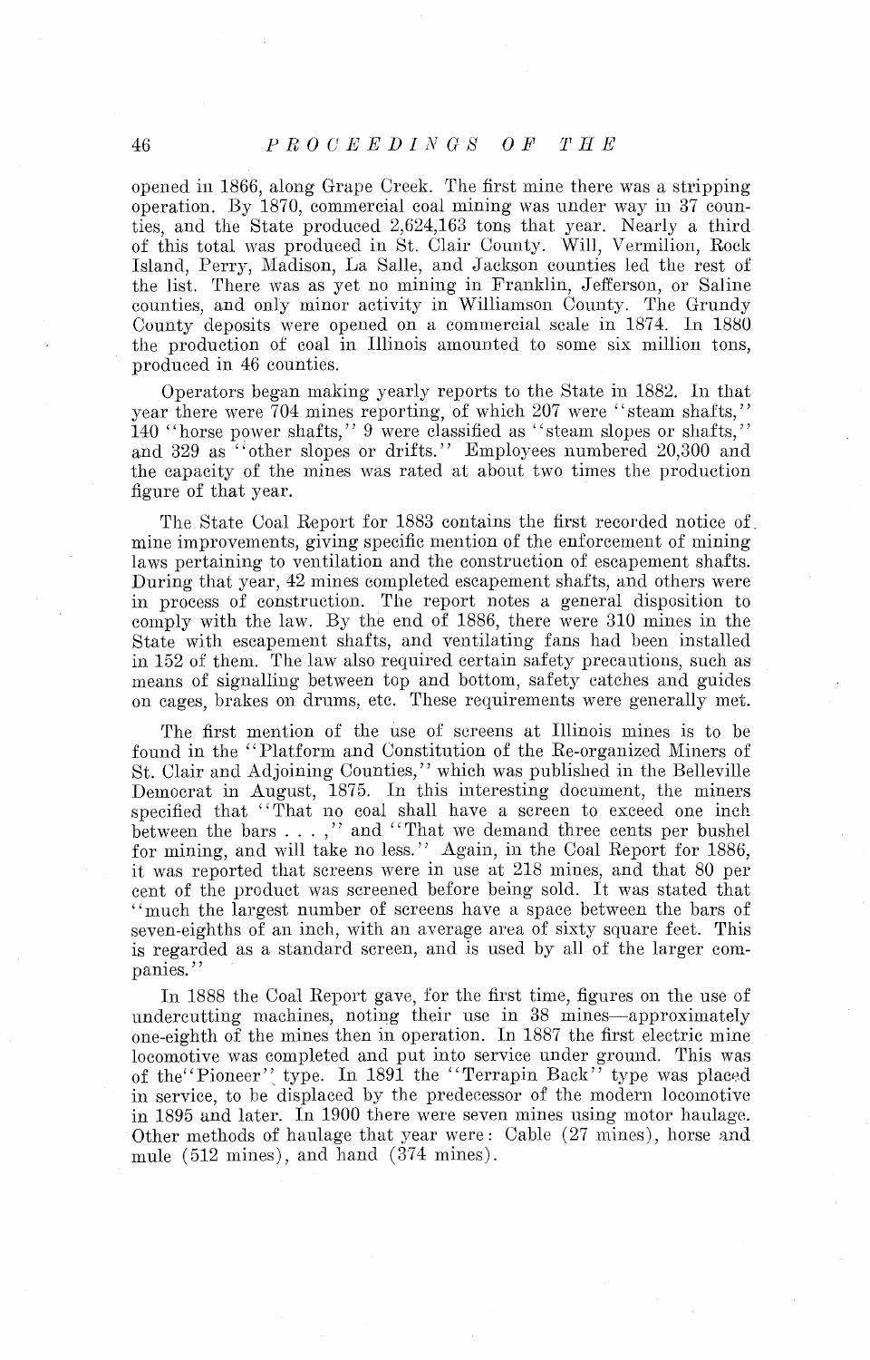opened in 1866, along Grape Creek. The first mine there was a stripping operation. By 1870, commercial coal mining was under way in 37 counties, and the State produced 2,624,163 tons that year. Nearly a third of this total was produced in St. Clair County. Will, Vermilion, Rock Island, Perry, Madison, La Salle, and Jackson counties led the rest of the list. There was as yet no mining in Franklin, Jefferson, or Saline counties, and only minor activity in Williamson County. The Grundy County deposits were opened on a commercial scale in 1874. In 1880 the production of coal in Illinois amounted to some six million tons, produced in 46 counties.

Operators began making yearly reports to the State in 1882. In that year there were 704 mines reporting, of which 207 were "steam shafts," 140 "horse power shafts," 9 were classified as "steam slopes or shafts," and 329 as "other slopes or drifts." Employees numbered 20,300 and the capacity of the mines was rated at about two times the production figure of that year.

The State Coal Report for 1883 contains the first recorded notice of mine improvements, giving specific mention of the enforcement of mining laws pertaining to ventilation and the construction of escapement shafts. During that year, 42 mines completed escapement shafts, and others were in process of construction. The report notes a general disposition to comply with the law. By the end of 1886, there were 310 mines in the State with escapement shafts, and ventilating fans had been installed in 152 of them. The law also required certain safety precautions, such as means of signalling between top and bottom, safety catches and guides on cages, brakes on drums, etc. These requirements were generally met.

The first mention of the use of screens at Illinois mines is to be found in the "Platform and Constitution of the Re-organized Miners of St. Clair and Adjoining Counties," which was published in the Belleville Democrat in August, 1875. In this interesting document, the miners specified that "That no coal shall have a screen to exceed one inch between the bars . . . ," and "That we demand three cents per bushel for mining, and will take no less." Again, in the Coal Report for 1886, it was reported that screens were in use at 218 mines, and that 80 per cent of the product was screened before being sold. It was stated that "much the largest number of screens have a space between the bars of seven-eighths of an inch, with an average area of sixty square feet. This is regarded as a standard screen, and is used by all of the larger companies."

In 1888 the Coal Report gave, for the first time, figures on the use of undercutting machines, noting their use in 38 mines—approximately one-eighth of the mines then in operation. In 1887 the first electric mine locomotive was completed and put into service under ground. This was of the "Pioneer" type. In 1891 the "Terrapin Back" type was placed in service, to be displaced by the predecessor of the modern locomotive in 1895 and later. In 1900 there were seven mines using motor haulage. Other methods of haulage that year were: Cable (27 mines), horse and mule (512 mines), and hand (374 mines).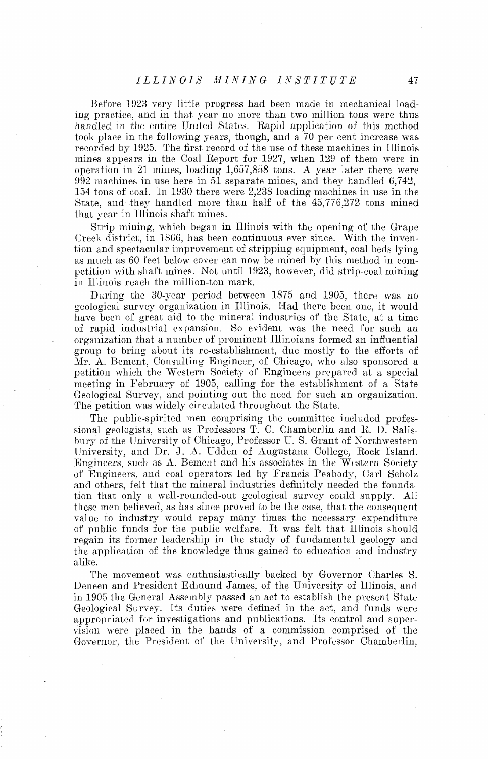Before 1923 very little progress had been made in mechanical loading practice, and in that year no more than two million tons were thus handled in the entire United States. Rapid application of this method took place in the following years, though, and a 70 per cent increase was recorded by 1925. The first record of the use of these machines in Illinois mines appears in the Coal Report for 1927, when 129 of them were in operation in 21 mines, loading 1,657,858 tons. A year later there were 992 machines in use here in 51 separate mines, and they handled 6,742,154 tons of coal. In 1930 there were 2,238 loading machines in use in the State, and they handled more than half of the 45,776,272 tons mined that year in Illinois shaft mines.

Strip mining, which began in Illinois with the opening of the Grape Creek district, in 1866, has been continuous ever since. With the invention and spectacular improvement of stripping equipment, coal beds lying as much as 60 feet below cover can now be mined by this method in competition with shaft mines. Not until 1923, however, did strip-coal mining in Illinois reach the million-ton mark.

During the 30-year period between 1875 and 1905, there was no geological survey organization in Illinois. Had there been one, it would have been of great aid to the mineral industries of the State, at a time of rapid industrial expansion. So evident was the need for such an organization that a number of prominent Illinoians formed an influential group to bring about its re-establishment, due mostly to the efforts of Mr. A. Bement, Consulting Engineer, of Chicago, who also sponsored a petition which the Western Society of Engineers prepared at a special meeting in February of 1905, calling for the establishment of a State Geological Survey, and pointing out the need for such an organization. The petition was widely circulated throughout the State.

The public-spirited men comprising the committee included professional geologists, such as Professors T. C. Chamberlin and R. D. Salisbury of the University of Chicago, Professor U. S. Grant of Northwestern University, and Dr. J. A. Udden of Augustana College, Rock Island. Engineers, such as A. Bement and his associates in the Western Society of Engineers, and coal operators led by Francis Peabody, Carl Scholz and others, felt that the mineral industries definitely needed the foundation that only a well-rounded-out geological survey could supply. All these men believed, as has since proved to be the case, that the consequent value to industry would repay many times the necessary expenditure of public funds for the public welfare. It was felt that Illinois should regain its former leadership in the study of fundamental geology and the application of the knowledge thus gained to education and industry alike.

The movement was enthusiastically backed by Governor Charles S. Deneen and President Edmund James, of the University of Illinois, and in 1905 the General Assembly passed an act to establish the present State Geological Survey. Its duties were defined in the act, and funds were appropriated for investigations and publications. Its control and supervision were placed in the hands of a commission comprised of the Governor, the President of the University, and Professor Chamberlin,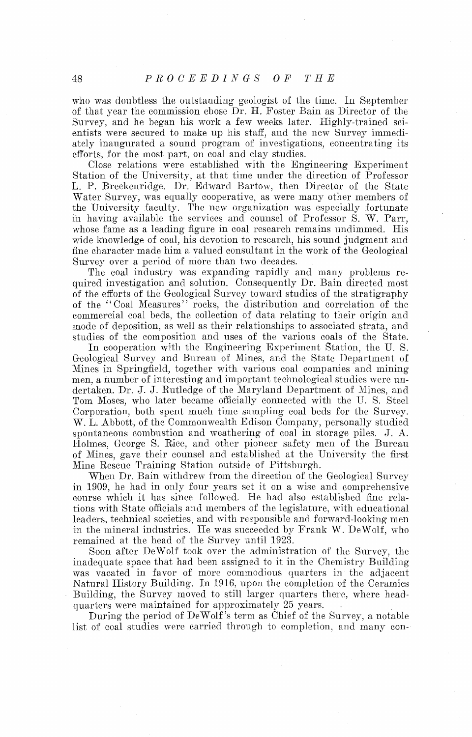who was doubtless the outstanding geologist of the time. In September of that year the commission chose Dr. H. Foster Bain as Director of the Survey, and he began his work a few weeks later. Highly-trained scientists were secured to make up his staff, and the new Survey immediately inaugurated a sound program of investigations, concentrating its efforts, for the most part, on coal and clay studies.

Close relations were established with the Engineering Experiment Station of the University, at that time under the direction of Professor L. P. Breckenridge. Dr. Edward Bartow, then Director of the State Water Survey, was equally cooperative, as were many other members of the University faculty. The new organization was especially fortunate in having available the services and counsel of Professor S. W. Parr, whose fame as a leading figure in coal research remains undimmed. His wide knowledge of coal, his devotion to research, his sound judgment and fine character made him a valued consultant in the work of the Geological Survey over a period of more than two decades.

The coal industry was expanding rapidly and many problems required investigation and solution. Consequently Dr. Bain directed most of the efforts of the Geological Survey toward studies of the stratigraphy of the "Coal Measures" rocks, the distribution and correlation of the commercial coal beds, the collection of data relating to their origin and mode of deposition, as well as their relationships to associated strata, and studies of the composition and uses of the various coals of the State.

In cooperation with the Engineering Experiment Station, the U. S. Geological Survey and Bureau of Mines, and the State Department of Mines in Springfield, together with various coal companies and mining men, a number of interesting and important technological studies were undertaken. Dr. J. J. Rutledge of the Maryland Department of Mines, and Tom Moses, who later became officially connected with the U. S. Steel Corporation, both spent much time sampling coal beds for the Survey. W. L. Abbott, of the Commonwealth Edison Company, personally studied spontaneous combustion and weathering of coal in storage piles. J. A. Holmes, George S. Rice, and other pioneer safety men of the Bureau of Mines, gave their counsel and established at the University the first Mine Rescue Training Station outside of Pittsburgh.

When Dr. Bain withdrew from the direction of the Geological Survey in 1909, he had in only four years set it on a wise and comprehensive course which it has since followed. He had also established fine relations with State officials and members of the legislature, with educational leaders, technical societies, and with responsible and forward-looking men in the mineral industries. He was succeeded by Frank W. DeWolf, who remained at the head of the Survey until 1923.

Soon after DeWolf took over the administration of the Survey, the inadequate space that had been assigned to it in the Chemistry Building was vacated in favor of more commodious quarters in the adjacent Natural History Building. In 1916, upon the completion of the Ceramics Building, the Survey moved to still larger quarters there, where headquarters were maintained for approximately 25 years.

During the period of DeWolf's term as Chief of the Survey, a notable list of coal studies were carried through to completion, and many con-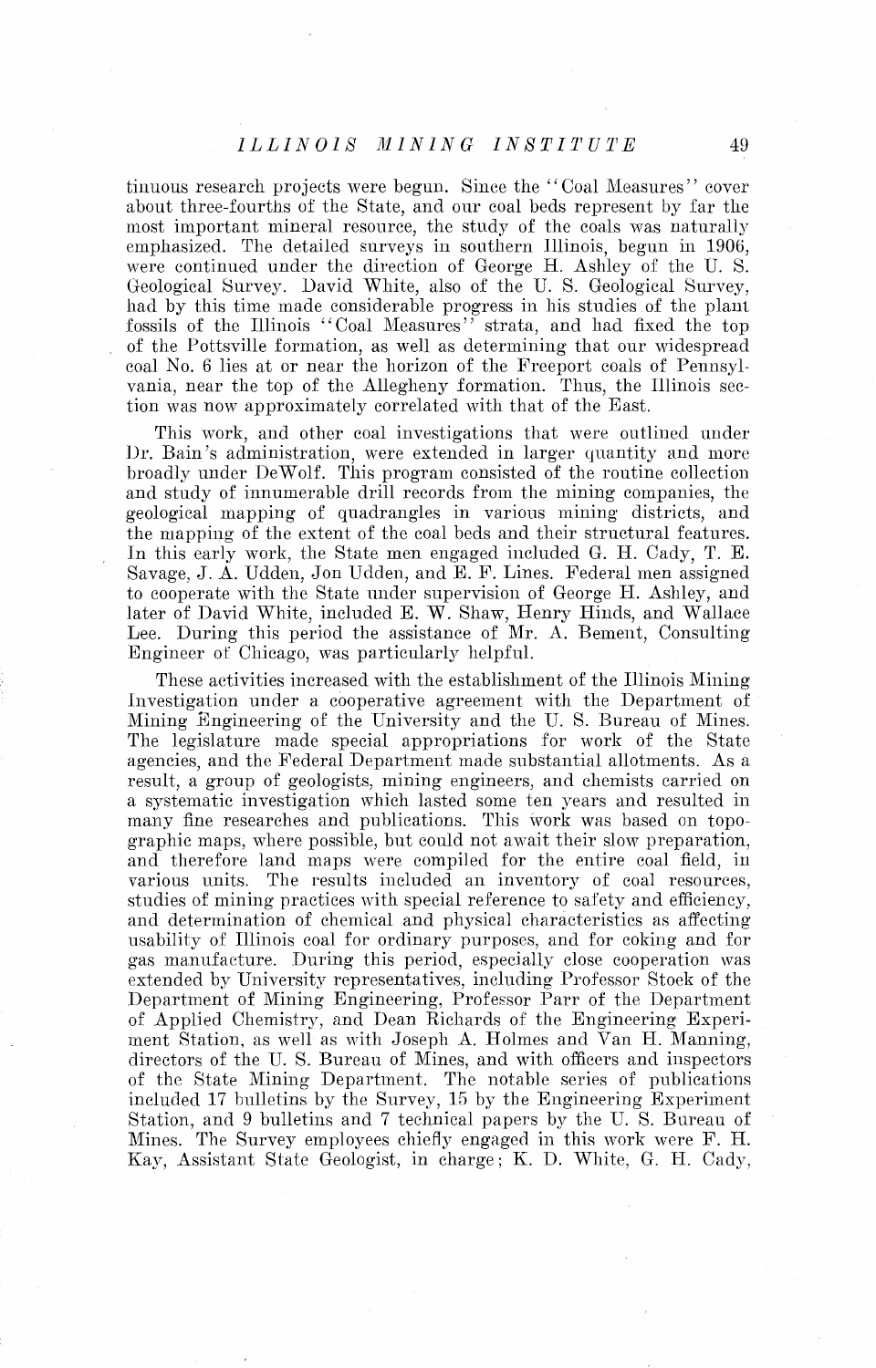tinuous research projects were begun. Since the "Coal Measures" cover about three-fourths of the State, and our coal beds represent by far the most important mineral resource, the study of the coals was naturally emphasized. The detailed surveys in southern Illinois, begun in 1906, were continued under the direction of George H. Ashley of the U. S. Geological Survey. David White, also of the U. S. Geological Survey, had by this time made considerable progress in his studies of the plant fossils of the Illinois "Coal Measures" strata, and had fixed the top of the Pottsville formation, as well as determining that our widespread coal No. 6 lies at or near the horizon of the Freeport coals of Pennsylvania, near the top of the Allegheny formation. Thus, the Illinois section was now approximately correlated with that of the East.

This work, and other coal investigations that were outlined under Dr. Bain's administration, were extended in larger quantity and more broadly under DeWolf. This program consisted of the routine collection and study of innumerable drill records from the mining companies, the geological mapping of quadrangles in various mining districts, and the mapping of the extent of the coal beds and their structural features. In this early work, the State men engaged included G. H. Cady, T. E. Savage, J. A. Udden, Jon Udden, and E. F. Lines. Federal men assigned to cooperate with the State under supervision of George H. Ashley, and later of David White, included E. W. Shaw, Henry Hinds, and Wallace Lee. During this period the assistance of Mr. A. Bement, Consulting Engineer of Chicago, was particularly helpful.

These activities increased with the establishment of the Illinois Mining Investigation under a cooperative agreement with the Department of Mining Engineering of the University and the U. S. Bureau of Mines. The legislature made special appropriations for work of the State agencies, and the Federal Department made substantial allotments. As a result, a group of geologists, mining engineers, and chemists carried on a systematic investigation which lasted some ten years and resulted in many fine researches and publications. This work was based on topographic maps, where possible, but could not await their slow preparation, and therefore land maps were compiled for the entire coal field, in various units. The results included an inventory of coal resources, studies of mining practices with special reference to safety and efficiency, and determination of chemical and physical characteristics as affecting usability of Illinois coal for ordinary purposes, and for coking and for gas manufacture. During this period, especially close cooperation was extended by University representatives, including Professor Stoek of the Department of Mining Engineering, Professor Parr of the Department of Applied Chemistry, and Dean Richards of the Engineering Experiment Station, as well as with Joseph A. Holmes and Van H. Manning, directors of the U. S. Bureau of Mines, and with officers and inspectors of the State Mining Department. The notable series of publications included 17 bulletins by the Survey, 15 by the Engineering Experiment Station, and 9 bulletins and 7 technical papers by the U. S. Bureau of Mines. The Survey employees chiefly engaged in this work were F. H. Kay, Assistant State Geologist, in charge; K. D. White, G. H. Cady,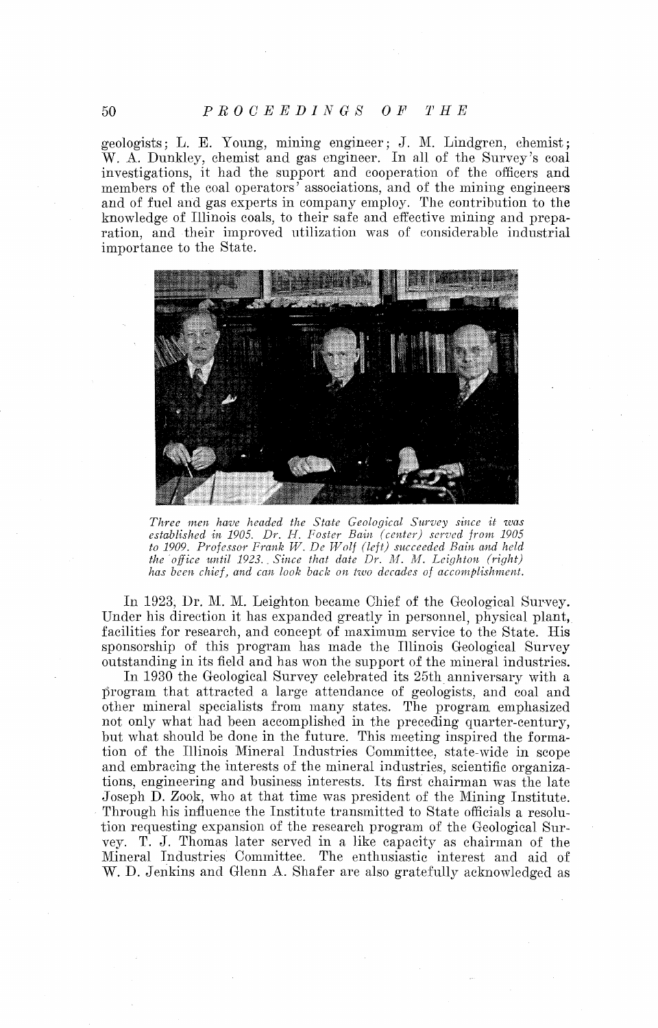geologists; L. E. Young, mining engineer; J. M. Lindgren, chemist; W. A. Dunkley, chemist and gas engineer. In all of the Survey's coal investigations, it had the support and cooperation of the officers and members of the coal operators' associations, and of the mining engineers and of fuel and gas experts in company employ. The contribution to the knowledge of Illinois coals, to their safe and effective mining and preparation, and their improved utilization was of considerable industrial importance to the State.

*Three men have headed the State Geological Survey since it was established in 1905. Dr. H. Foster Bain (center) served from 1905 to 1909. Professor Frank W. De Wolf (left) succeeded Bain and held the office until 1923. Since that date Dr. M. M. Leighton (right) has been chief, and can look back on two decades of accomplishment.*

In 1923, Dr. M. M. Leighton became Chief of the Geological Survey. Under his direction it has expanded greatly in personnel, physical plant, facilities for research, and concept of maximum service to the State. His sponsorship of this program has made the Illinois Geological Survey outstanding in its field and has won the support of the mineral industries.

In 1930 the Geological Survey celebrated its 25th anniversary with a program that attracted a large attendance of geologists, and coal and other mineral specialists from many states. The program emphasized not only what had been accomplished in the preceding quarter-century, but what should be done in the future. This meeting inspired the formation of the Illinois Mineral Industries Committee, state-wide in scope and embracing the interests of the mineral industries, scientific organizations, engineering and business interests. Its first chairman was the late Joseph D. Zook, who at that time was president of the Mining Institute. Through his influence the Institute transmitted to State officials a resolution requesting expansion of the research program of the Geological Survey. T. J. Thomas later served in a like capacity as chairman of the Mineral Industries Committee. The enthusiastic interest and aid of W. D. Jenkins and Glenn A. Shafer are also gratefully acknowledged as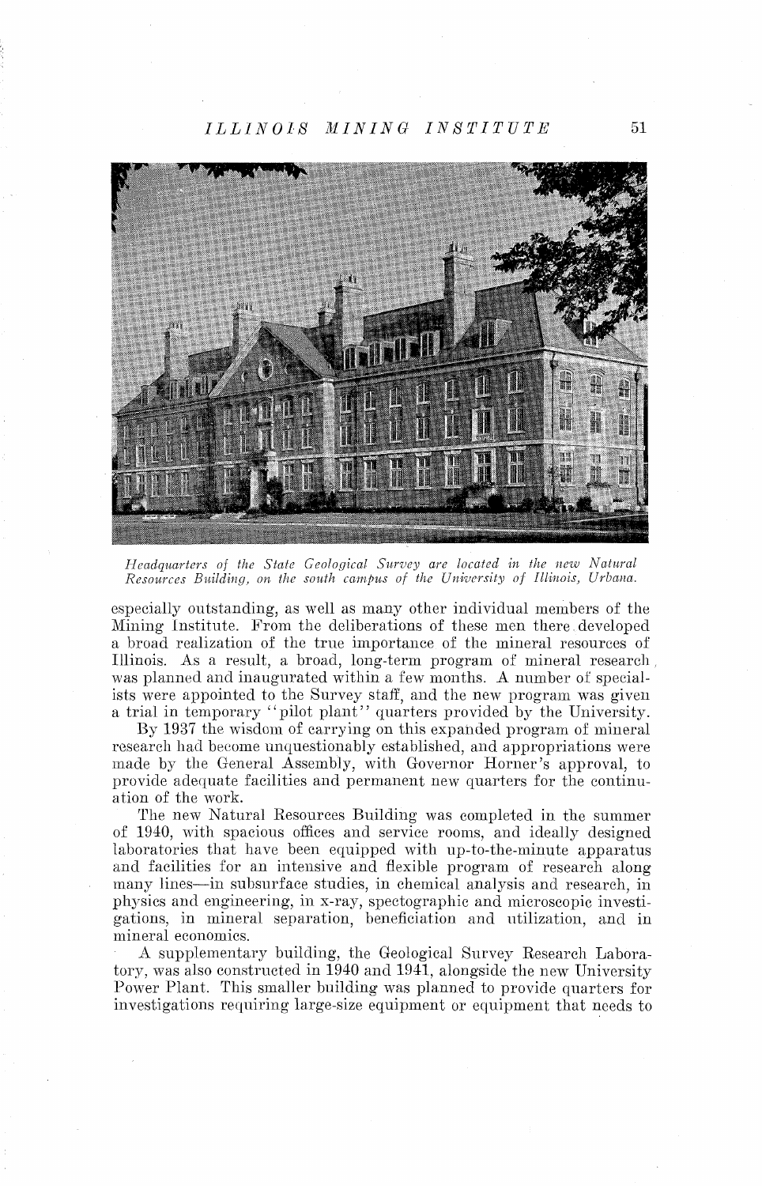*Headquarters of the State Geological Survey are located in the new Natural Resources Building, on the south campus of the University of Illinois, Urbana.*

especially outstanding, as well as many other individual members of the Mining Institute. From the deliberations of these men there developed a broad realization of the true importance of the mineral resources of Illinois. As a result, a broad, long-term program of mineral research was planned and inaugurated within a few months. A number of specialists were appointed to the Survey staff, and the new program was given a trial in temporary "pilot plant" quarters provided by the University.

By 1937 the wisdom of carrying on this expanded program of mineral research had become unquestionably established, and appropriations were made by the General Assembly, with Governor Horner's approval, to provide adequate facilities and permanent new quarters for the continuation of the work.

The new Natural Resources Building was completed in the summer of 1940, with spacious offices and service rooms, and ideally designed laboratories that have been equipped with up-to-the-minute apparatus and facilities for an intensive and flexible program of research along many lines—in subsurface studies, in chemical analysis and research, in physics and engineering, in x-ray, spectographic and microscopic investigations, in mineral separation, beneficiation and utilization, and in mineral economics.

A supplementary building, the Geological Survey Research Laboratory, was also constructed in 1940 and 1941, alongside the new University Power Plant. This smaller building was planned to provide quarters for investigations requiring large-size equipment or equipment that needs to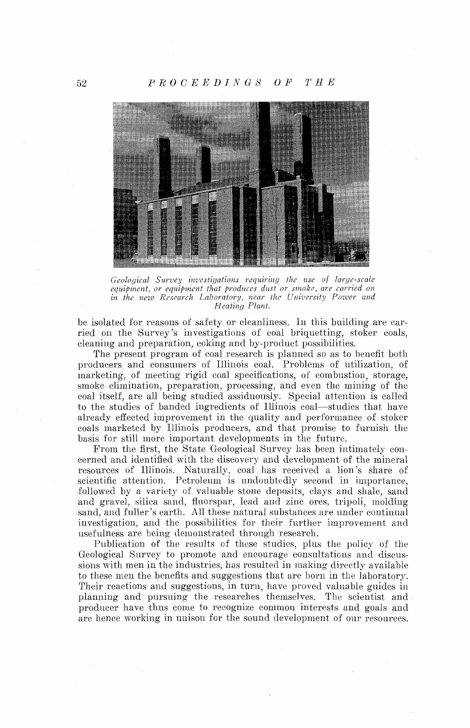*Geological Survey investigations requiring the use of large-scale equipment, or equipment that produces dust or smoke, are carried on in the new Research Laboratory, near the University Power and Heating Plant.*

be isolated for reasons of safety or cleanliness. In this building are carried on the Survey's investigations of coal briquetting, stoker coals, cleaning and preparation, coking and by-product possibilities.

The present program of coal research is planned so as to benefit both producers and consumers of Illinois coal. Problems of utilization, of marketing, of meeting rigid coal specifications, of combustion, storage, smoke elimination, preparation, processing, and even the mining of the coal itself, are all being studied assiduously. Special attention is called to the studies of banded ingredients of Illinois coal—studies that have already effected improvement in the quality and performance of stoker coals marketed by Illinois producers, and that promise to furnish the basis for still more important developments in the future.

From the first, the State Geological Survey has been intimately concerned and identified with the discovery and development of the mineral resources of Illinois. Naturally, coal has received a lion's share of scientific attention. Petroleum is undoubtedly second in importance, followed by a variety of valuable stone deposits, clays and shale, sand and gravel, silica sand, fluorspar, lead and zinc ores, tripoli, molding sand, and fuller's earth. All these natural substances are under continual investigation, and the possibilities for their further improvement and usefulness are being demonstrated through research.

Publication of the results of these studies, plus the policy of the Geological Survey to promote and encourage consultations and discussions with men in the industries, has resulted in making directly available to these men the benefits and suggestions that are born in the laboratory. Their reactions and suggestions, in turn, have proved valuable guides in planning and pursuing the researches themselves. The scientist and producer have thus come to recognize common interests and goals and are hence working in unison for the sound development of our resources.